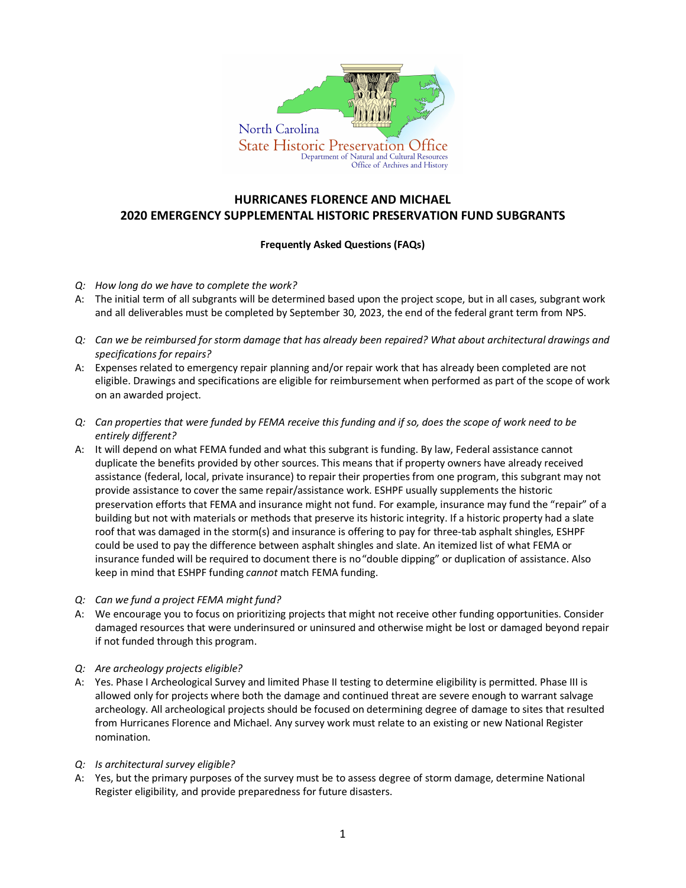North Carolina
State Historic Preservation Office
Department of Natural and Cultural Resources
Office of Archives and History

## HURRICANES FLORENCE AND MICHAEL
## 2020 EMERGENCY SUPPLEMENTAL HISTORIC PRESERVATION FUND SUBGRANTS

**Frequently Asked Questions (FAQs)**

*Q: How long do we have to complete the work?*

A: The initial term of all subgrants will be determined based upon the project scope, but in all cases, subgrant work and all deliverables must be completed by September 30, 2023, the end of the federal grant term from NPS.

*Q: Can we be reimbursed for storm damage that has already been repaired? What about architectural drawings and specifications for repairs?*

A: Expenses related to emergency repair planning and/or repair work that has already been completed are not eligible. Drawings and specifications are eligible for reimbursement when performed as part of the scope of work on an awarded project.

*Q: Can properties that were funded by FEMA receive this funding and if so, does the scope of work need to be entirely different?*

A: It will depend on what FEMA funded and what this subgrant is funding. By law, Federal assistance cannot duplicate the benefits provided by other sources. This means that if property owners have already received assistance (federal, local, private insurance) to repair their properties from one program, this subgrant may not provide assistance to cover the same repair/assistance work. ESHPF usually supplements the historic preservation efforts that FEMA and insurance might not fund. For example, insurance may fund the "repair" of a building but not with materials or methods that preserve its historic integrity. If a historic property had a slate roof that was damaged in the storm(s) and insurance is offering to pay for three-tab asphalt shingles, ESHPF could be used to pay the difference between asphalt shingles and slate. An itemized list of what FEMA or insurance funded will be required to document there is no "double dipping" or duplication of assistance. Also keep in mind that ESHPF funding *cannot* match FEMA funding.

*Q: Can we fund a project FEMA might fund?*

A: We encourage you to focus on prioritizing projects that might not receive other funding opportunities. Consider damaged resources that were underinsured or uninsured and otherwise might be lost or damaged beyond repair if not funded through this program.

*Q: Are archeology projects eligible?*

A: Yes. Phase I Archeological Survey and limited Phase II testing to determine eligibility is permitted. Phase III is allowed only for projects where both the damage and continued threat are severe enough to warrant salvage archeology. All archeological projects should be focused on determining degree of damage to sites that resulted from Hurricanes Florence and Michael. Any survey work must relate to an existing or new National Register nomination.

*Q: Is architectural survey eligible?*

A: Yes, but the primary purposes of the survey must be to assess degree of storm damage, determine National Register eligibility, and provide preparedness for future disasters.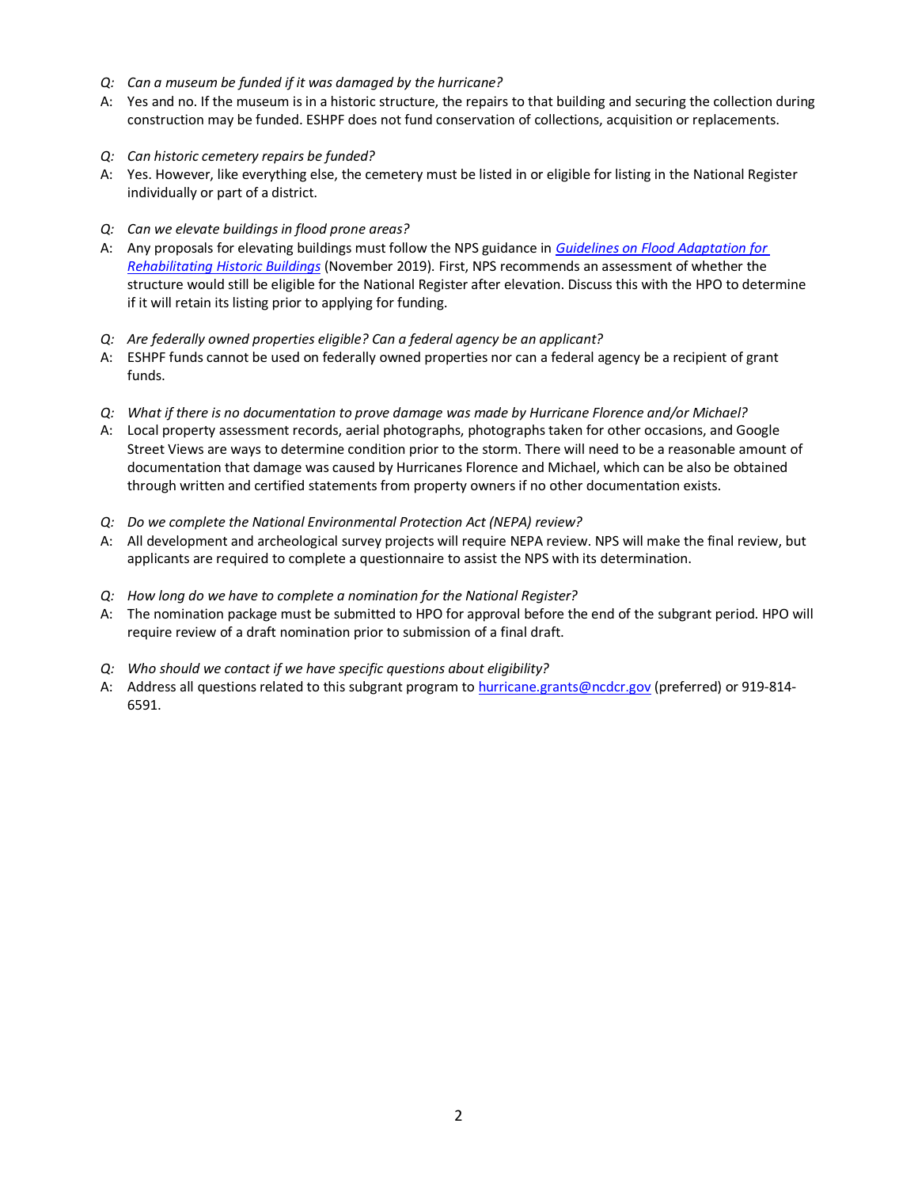*Q: Can a museum be funded if it was damaged by the hurricane?*

A: Yes and no. If the museum is in a historic structure, the repairs to that building and securing the collection during construction may be funded. ESHPF does not fund conservation of collections, acquisition or replacements.

*Q: Can historic cemetery repairs be funded?*

A: Yes. However, like everything else, the cemetery must be listed in or eligible for listing in the National Register individually or part of a district.

*Q: Can we elevate buildings in flood prone areas?*

A: Any proposals for elevating buildings must follow the NPS guidance in [*Guidelines on Flood Adaptation for Rehabilitating Historic Buildings*]() (November 2019). First, NPS recommends an assessment of whether the structure would still be eligible for the National Register after elevation. Discuss this with the HPO to determine if it will retain its listing prior to applying for funding.

*Q: Are federally owned properties eligible? Can a federal agency be an applicant?*

A: ESHPF funds cannot be used on federally owned properties nor can a federal agency be a recipient of grant funds.

*Q: What if there is no documentation to prove damage was made by Hurricane Florence and/or Michael?*

A: Local property assessment records, aerial photographs, photographs taken for other occasions, and Google Street Views are ways to determine condition prior to the storm. There will need to be a reasonable amount of documentation that damage was caused by Hurricanes Florence and Michael, which can be also be obtained through written and certified statements from property owners if no other documentation exists.

*Q: Do we complete the National Environmental Protection Act (NEPA) review?*

A: All development and archeological survey projects will require NEPA review. NPS will make the final review, but applicants are required to complete a questionnaire to assist the NPS with its determination.

*Q: How long do we have to complete a nomination for the National Register?*

A: The nomination package must be submitted to HPO for approval before the end of the subgrant period. HPO will require review of a draft nomination prior to submission of a final draft.

*Q: Who should we contact if we have specific questions about eligibility?*

A: Address all questions related to this subgrant program to hurricane.grants@ncdcr.gov (preferred) or 919-814-6591.